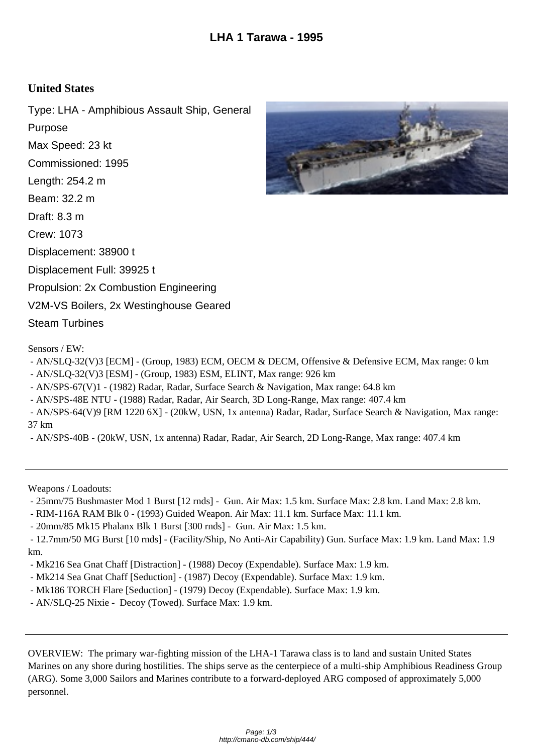# LHA 1 Tarawa - 1995

## United States

Type: LHA - Amphibious Assault Ship, General Purpose

Max Speed: 23 kt

Commissioned: 1995

Length: 254.2 m

Beam: 32.2 m

Draft: 8.3 m

Crew: 1073

Displacement: 38900 t

Displacement Full: 39925 t

Propulsion: 2x Combustion Engineering V2M-VS Boilers, 2x Westinghouse Geared Steam Turbines

Sensors / EW:

- AN/SLQ-32(V)3 [ECM] - (Group, 1983) ECM, OECM & DECM, Offensive & Defensive ECM, Max range: 0 km
- AN/SLQ-32(V)3 [ESM] - (Group, 1983) ESM, ELINT, Max range: 926 km
- AN/SPS-67(V)1 - (1982) Radar, Radar, Surface Search & Navigation, Max range: 64.8 km
- AN/SPS-48E NTU - (1988) Radar, Radar, Air Search, 3D Long-Range, Max range: 407.4 km
- AN/SPS-64(V)9 [RM 1220 6X] - (20kW, USN, 1x antenna) Radar, Radar, Surface Search & Navigation, Max range: 37 km
- AN/SPS-40B - (20kW, USN, 1x antenna) Radar, Radar, Air Search, 2D Long-Range, Max range: 407.4 km

---

Weapons / Loadouts:

- 25mm/75 Bushmaster Mod 1 Burst [12 rnds] - Gun. Air Max: 1.5 km. Surface Max: 2.8 km. Land Max: 2.8 km.
- RIM-116A RAM Blk 0 - (1993) Guided Weapon. Air Max: 11.1 km. Surface Max: 11.1 km.
- 20mm/85 Mk15 Phalanx Blk 1 Burst [300 rnds] - Gun. Air Max: 1.5 km.
- 12.7mm/50 MG Burst [10 rnds] - (Facility/Ship, No Anti-Air Capability) Gun. Surface Max: 1.9 km. Land Max: 1.9 km.
- Mk216 Sea Gnat Chaff [Distraction] - (1988) Decoy (Expendable). Surface Max: 1.9 km.
- Mk214 Sea Gnat Chaff [Seduction] - (1987) Decoy (Expendable). Surface Max: 1.9 km.
- Mk186 TORCH Flare [Seduction] - (1979) Decoy (Expendable). Surface Max: 1.9 km.
- AN/SLQ-25 Nixie - Decoy (Towed). Surface Max: 1.9 km.

---

OVERVIEW: The primary war-fighting mission of the LHA-1 Tarawa class is to land and sustain United States Marines on any shore during hostilities. The ships serve as the centerpiece of a multi-ship Amphibious Readiness Group (ARG). Some 3,000 Sailors and Marines contribute to a forward-deployed ARG composed of approximately 5,000 personnel.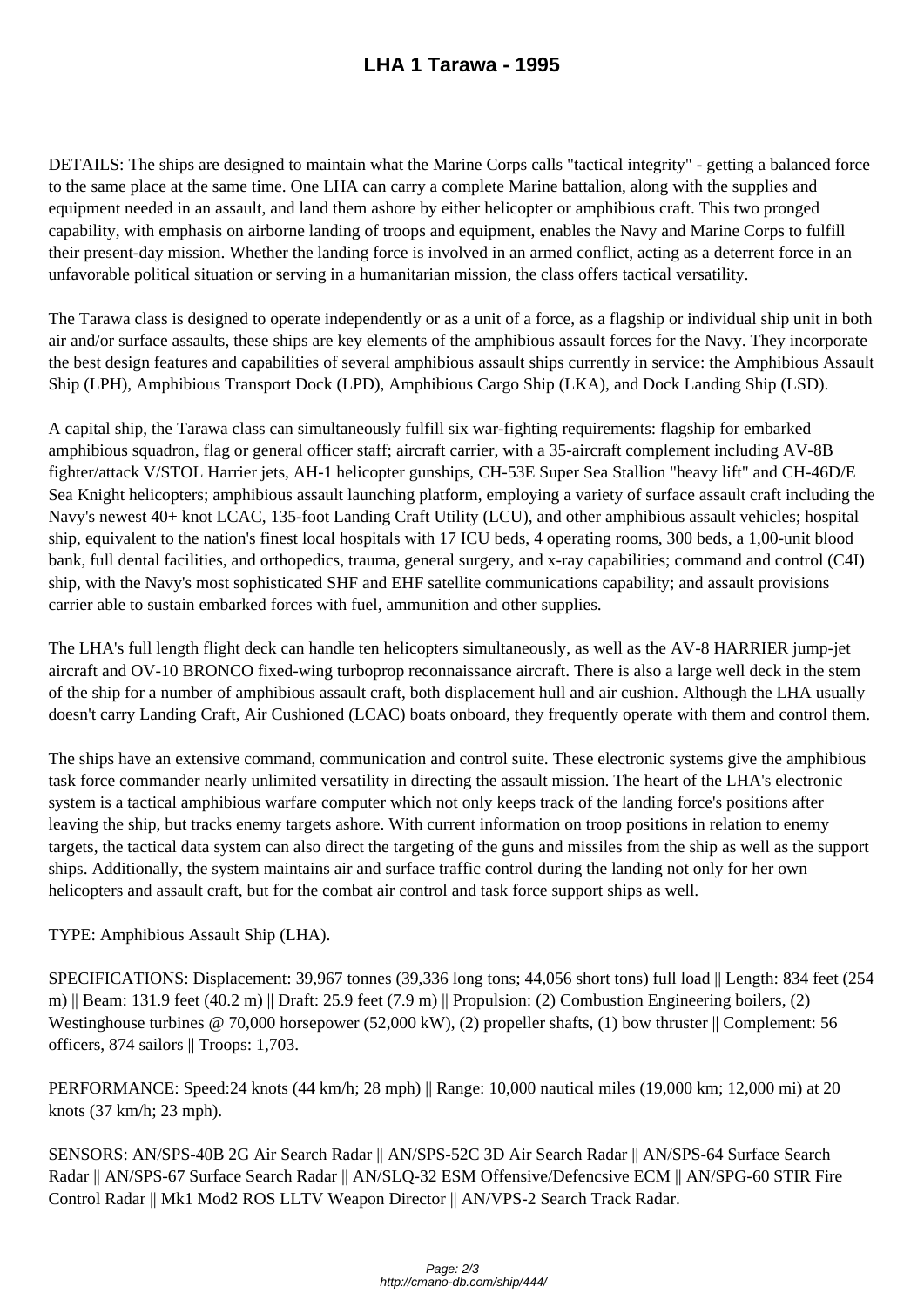# LHA 1 Tarawa - 1995

DETAILS: The ships are designed to maintain what the Marine Corps calls "tactical integrity" - getting a balanced force to the same place at the same time. One LHA can carry a complete Marine battalion, along with the supplies and equipment needed in an assault, and land them ashore by either helicopter or amphibious craft. This two pronged capability, with emphasis on airborne landing of troops and equipment, enables the Navy and Marine Corps to fulfill their present-day mission. Whether the landing force is involved in an armed conflict, acting as a deterrent force in an unfavorable political situation or serving in a humanitarian mission, the class offers tactical versatility.

The Tarawa class is designed to operate independently or as a unit of a force, as a flagship or individual ship unit in both air and/or surface assaults, these ships are key elements of the amphibious assault forces for the Navy. They incorporate the best design features and capabilities of several amphibious assault ships currently in service: the Amphibious Assault Ship (LPH), Amphibious Transport Dock (LPD), Amphibious Cargo Ship (LKA), and Dock Landing Ship (LSD).

A capital ship, the Tarawa class can simultaneously fulfill six war-fighting requirements: flagship for embarked amphibious squadron, flag or general officer staff; aircraft carrier, with a 35-aircraft complement including AV-8B fighter/attack V/STOL Harrier jets, AH-1 helicopter gunships, CH-53E Super Sea Stallion "heavy lift" and CH-46D/E Sea Knight helicopters; amphibious assault launching platform, employing a variety of surface assault craft including the Navy's newest 40+ knot LCAC, 135-foot Landing Craft Utility (LCU), and other amphibious assault vehicles; hospital ship, equivalent to the nation's finest local hospitals with 17 ICU beds, 4 operating rooms, 300 beds, a 1,00-unit blood bank, full dental facilities, and orthopedics, trauma, general surgery, and x-ray capabilities; command and control (C4I) ship, with the Navy's most sophisticated SHF and EHF satellite communications capability; and assault provisions carrier able to sustain embarked forces with fuel, ammunition and other supplies.

The LHA's full length flight deck can handle ten helicopters simultaneously, as well as the AV-8 HARRIER jump-jet aircraft and OV-10 BRONCO fixed-wing turboprop reconnaissance aircraft. There is also a large well deck in the stem of the ship for a number of amphibious assault craft, both displacement hull and air cushion. Although the LHA usually doesn't carry Landing Craft, Air Cushioned (LCAC) boats onboard, they frequently operate with them and control them.

The ships have an extensive command, communication and control suite. These electronic systems give the amphibious task force commander nearly unlimited versatility in directing the assault mission. The heart of the LHA's electronic system is a tactical amphibious warfare computer which not only keeps track of the landing force's positions after leaving the ship, but tracks enemy targets ashore. With current information on troop positions in relation to enemy targets, the tactical data system can also direct the targeting of the guns and missiles from the ship as well as the support ships. Additionally, the system maintains air and surface traffic control during the landing not only for her own helicopters and assault craft, but for the combat air control and task force support ships as well.

TYPE: Amphibious Assault Ship (LHA).

SPECIFICATIONS: Displacement: 39,967 tonnes (39,336 long tons; 44,056 short tons) full load || Length: 834 feet (254 m) || Beam: 131.9 feet (40.2 m) || Draft: 25.9 feet (7.9 m) || Propulsion: (2) Combustion Engineering boilers, (2) Westinghouse turbines @ 70,000 horsepower (52,000 kW), (2) propeller shafts, (1) bow thruster || Complement: 56 officers, 874 sailors || Troops: 1,703.

PERFORMANCE: Speed:24 knots (44 km/h; 28 mph) || Range: 10,000 nautical miles (19,000 km; 12,000 mi) at 20 knots (37 km/h; 23 mph).

SENSORS: AN/SPS-40B 2G Air Search Radar || AN/SPS-52C 3D Air Search Radar || AN/SPS-64 Surface Search Radar || AN/SPS-67 Surface Search Radar || AN/SLQ-32 ESM Offensive/Defencsive ECM || AN/SPG-60 STIR Fire Control Radar || Mk1 Mod2 ROS LLTV Weapon Director || AN/VPS-2 Search Track Radar.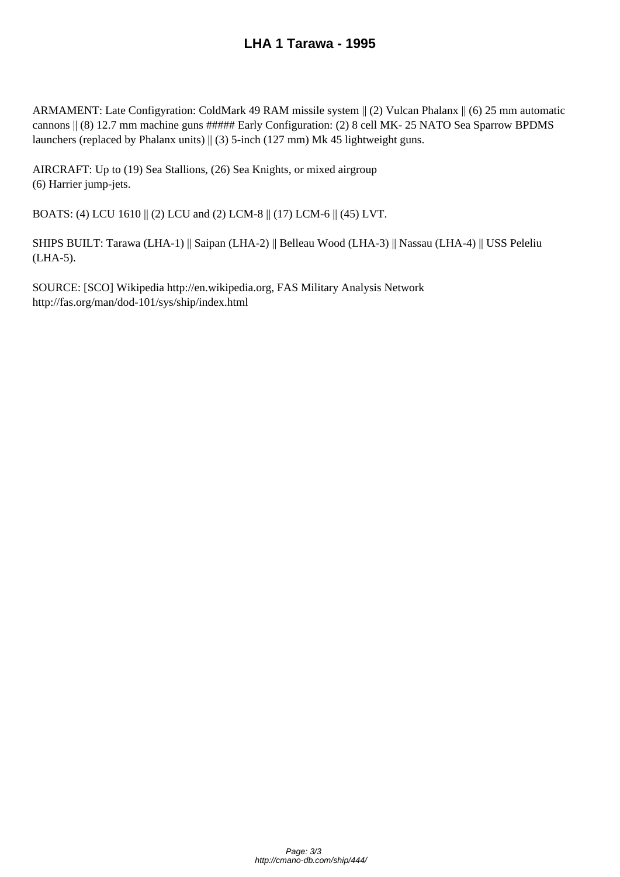ARMAMENT: Late Configyration: ColdMark 49 RAM missile system || (2) Vulcan Phalanx || (6) 25 mm automatic cannons || (8) 12.7 mm machine guns ##### Early Configuration: (2) 8 cell MK- 25 NATO Sea Sparrow BPDMS launchers (replaced by Phalanx units) || (3) 5-inch (127 mm) Mk 45 lightweight guns.

AIRCRAFT: Up to (19) Sea Stallions, (26) Sea Knights, or mixed airgroup
(6) Harrier jump-jets.

BOATS: (4) LCU 1610 || (2) LCU and (2) LCM-8 || (17) LCM-6 || (45) LVT.

SHIPS BUILT: Tarawa (LHA-1) || Saipan (LHA-2) || Belleau Wood (LHA-3) || Nassau (LHA-4) || USS Peleliu (LHA-5).

SOURCE: [SCO] Wikipedia http://en.wikipedia.org, FAS Military Analysis Network
http://fas.org/man/dod-101/sys/ship/index.html